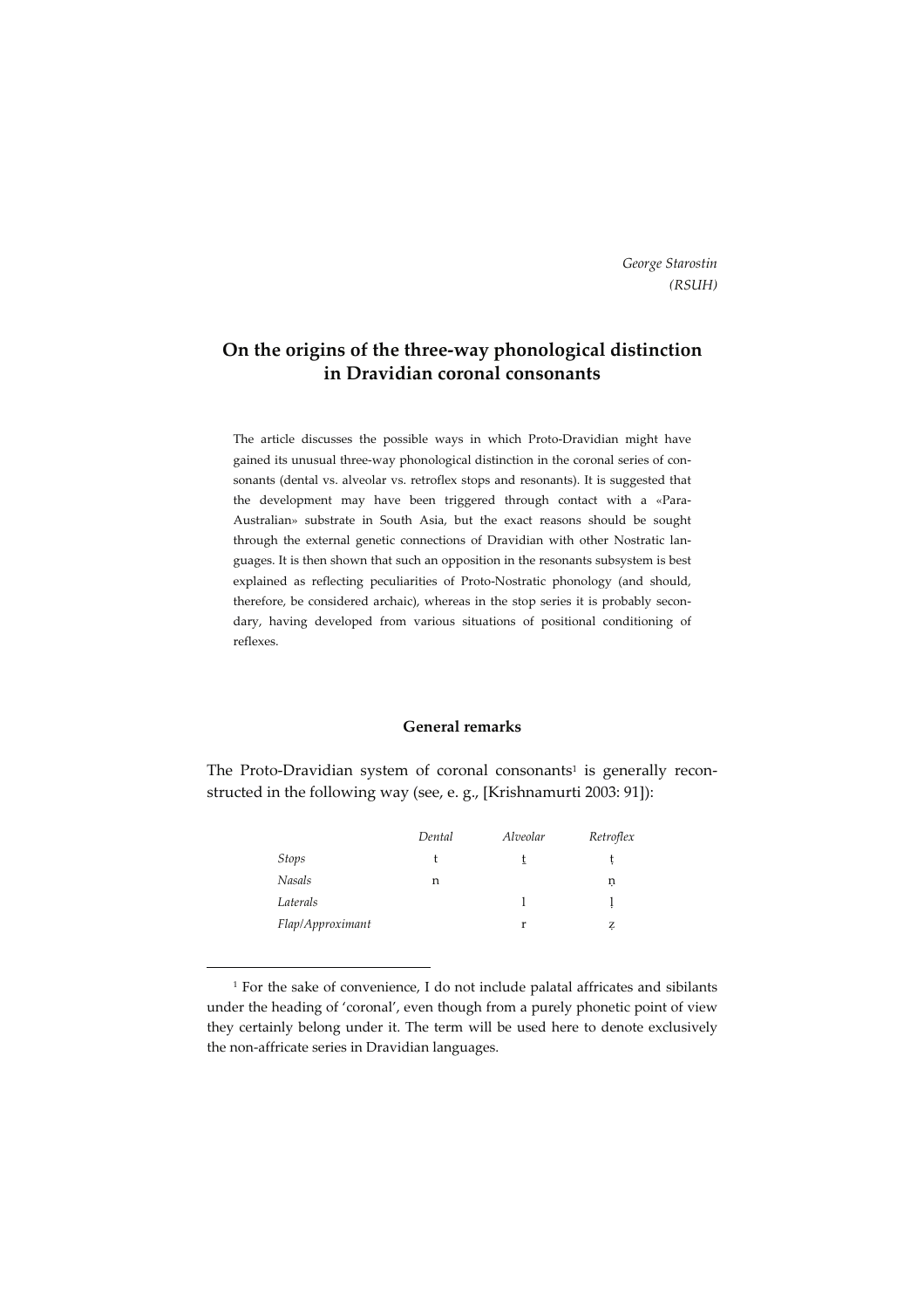*George Starostin*
*(RSUH)*

# On the origins of the three-way phonological distinction in Dravidian coronal consonants

The article discusses the possible ways in which Proto-Dravidian might have gained its unusual three-way phonological distinction in the coronal series of consonants (dental vs. alveolar vs. retroflex stops and resonants). It is suggested that the development may have been triggered through contact with a «Para-Australian» substrate in South Asia, but the exact reasons should be sought through the external genetic connections of Dravidian with other Nostratic languages. It is then shown that such an opposition in the resonants subsystem is best explained as reflecting peculiarities of Proto-Nostratic phonology (and should, therefore, be considered archaic), whereas in the stop series it is probably secondary, having developed from various situations of positional conditioning of reflexes.

## General remarks

The Proto-Dravidian system of coronal consonants[1] is generally reconstructed in the following way (see, e. g., [Krishnamurti 2003: 91]):

| | *Dental* | *Alveolar* | *Retroflex* |
|---|---|---|---|
| *Stops* | t | ṯ | ṭ |
| *Nasals* | n | | ṇ |
| *Laterals* | | l | ḷ |
| *Flap/Approximant* | | r | ẓ |

[1] For the sake of convenience, I do not include palatal affricates and sibilants under the heading of 'coronal', even though from a purely phonetic point of view they certainly belong under it. The term will be used here to denote exclusively the non-affricate series in Dravidian languages.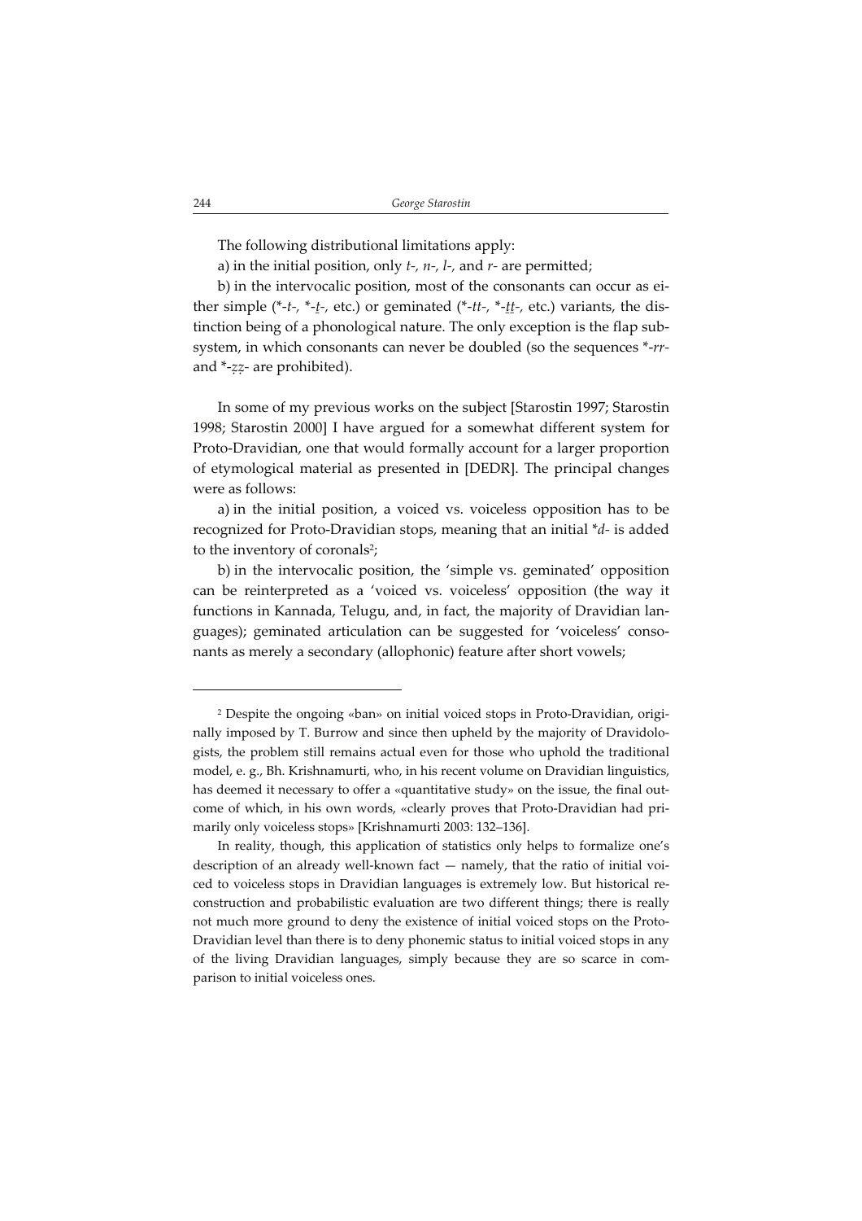The following distributional limitations apply:

a) in the initial position, only *t-*, *n-*, *l-*, and *r-* are permitted;

b) in the intervocalic position, most of the consonants can occur as either simple (*-*t*-, *-*ṯ*-, etc.) or geminated (*-*tt*-, *-*ṯṯ*-, etc.) variants, the distinction being of a phonological nature. The only exception is the flap subsystem, in which consonants can never be doubled (so the sequences *-*rr*- and *-*ẓẓ*- are prohibited).

In some of my previous works on the subject [Starostin 1997; Starostin 1998; Starostin 2000] I have argued for a somewhat different system for Proto-Dravidian, one that would formally account for a larger proportion of etymological material as presented in [DEDR]. The principal changes were as follows:

a) in the initial position, a voiced vs. voiceless opposition has to be recognized for Proto-Dravidian stops, meaning that an initial **d*- is added to the inventory of coronals[2];

b) in the intervocalic position, the 'simple vs. geminated' opposition can be reinterpreted as a 'voiced vs. voiceless' opposition (the way it functions in Kannada, Telugu, and, in fact, the majority of Dravidian languages); geminated articulation can be suggested for 'voiceless' consonants as merely a secondary (allophonic) feature after short vowels;

---

[2] Despite the ongoing «ban» on initial voiced stops in Proto-Dravidian, originally imposed by T. Burrow and since then upheld by the majority of Dravidologists, the problem still remains actual even for those who uphold the traditional model, e. g., Bh. Krishnamurti, who, in his recent volume on Dravidian linguistics, has deemed it necessary to offer a «quantitative study» on the issue, the final outcome of which, in his own words, «clearly proves that Proto-Dravidian had primarily only voiceless stops» [Krishnamurti 2003: 132–136].

In reality, though, this application of statistics only helps to formalize one's description of an already well-known fact — namely, that the ratio of initial voiced to voiceless stops in Dravidian languages is extremely low. But historical reconstruction and probabilistic evaluation are two different things; there is really not much more ground to deny the existence of initial voiced stops on the Proto-Dravidian level than there is to deny phonemic status to initial voiced stops in any of the living Dravidian languages, simply because they are so scarce in comparison to initial voiceless ones.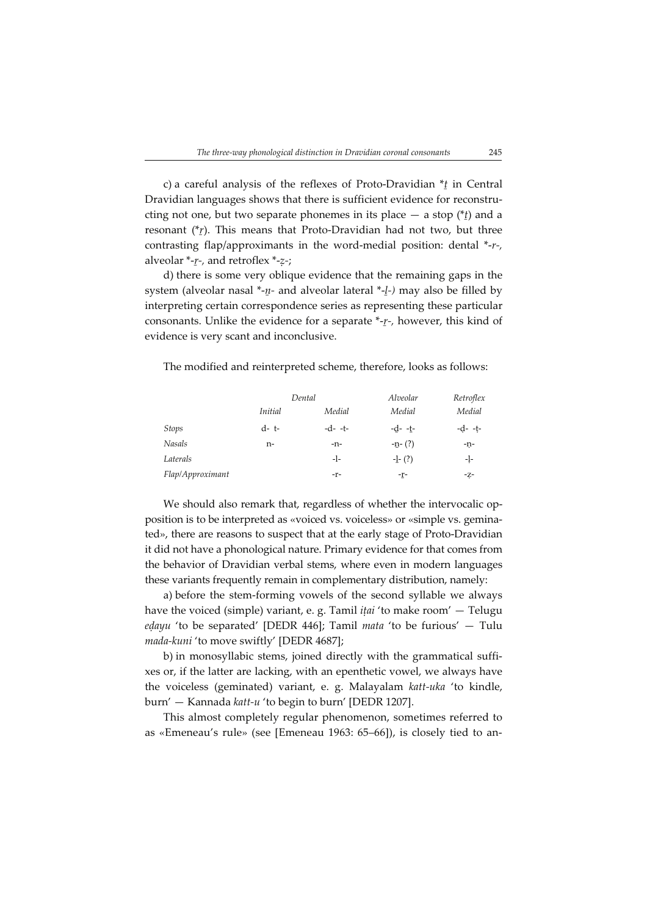c) a careful analysis of the reflexes of Proto-Dravidian *ṯ in Central Dravidian languages shows that there is sufficient evidence for reconstructing not one, but two separate phonemes in its place — a stop (*ṯ) and a resonant (*ṟ). This means that Proto-Dravidian had not two, but three contrasting flap/approximants in the word-medial position: dental *-r-, alveolar *-ṟ-, and retroflex *-ẓ-;

d) there is some very oblique evidence that the remaining gaps in the system (alveolar nasal *-ṉ- and alveolar lateral *-ḻ-) may also be filled by interpreting certain correspondence series as representing these particular consonants. Unlike the evidence for a separate *-ṟ-, however, this kind of evidence is very scant and inconclusive.

The modified and reinterpreted scheme, therefore, looks as follows:

| | *Dental* | | *Alveolar* | *Retroflex* |
|---|---|---|---|---|
| | *Initial* | *Medial* | *Medial* | *Medial* |
| *Stops* | d- t- | -d- -t- | -ḏ- -ṯ- | -ḍ- -ṭ- |
| *Nasals* | n- | -n- | -ṉ- (?) | -ṇ- |
| *Laterals* | | -l- | -ḻ- (?) | -ḷ- |
| *Flap/Approximant* | | -r- | -ṟ- | -ẓ- |

We should also remark that, regardless of whether the intervocalic opposition is to be interpreted as «voiced vs. voiceless» or «simple vs. geminated», there are reasons to suspect that at the early stage of Proto-Dravidian it did not have a phonological nature. Primary evidence for that comes from the behavior of Dravidian verbal stems, where even in modern languages these variants frequently remain in complementary distribution, namely:

a) before the stem-forming vowels of the second syllable we always have the voiced (simple) variant, e. g. Tamil *iṭai* 'to make room' — Telugu *eḍayu* 'to be separated' [DEDR 446]; Tamil *mata* 'to be furious' — Tulu *mada-kuni* 'to move swiftly' [DEDR 4687];

b) in monosyllabic stems, joined directly with the grammatical suffixes or, if the latter are lacking, with an epenthetic vowel, we always have the voiceless (geminated) variant, e. g. Malayalam *katt-uka* 'to kindle, burn' — Kannada *katt-u* 'to begin to burn' [DEDR 1207].

This almost completely regular phenomenon, sometimes referred to as «Emeneau's rule» (see [Emeneau 1963: 65–66]), is closely tied to an-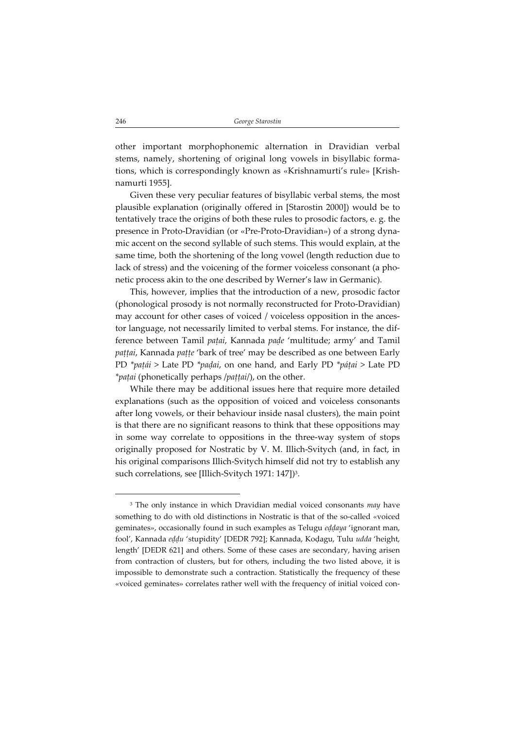other important morphophonemic alternation in Dravidian verbal stems, namely, shortening of original long vowels in bisyllabic formations, which is correspondingly known as «Krishnamurti's rule» [Krishnamurti 1955].

Given these very peculiar features of bisyllabic verbal stems, the most plausible explanation (originally offered in [Starostin 2000]) would be to tentatively trace the origins of both these rules to prosodic factors, e. g. the presence in Proto-Dravidian (or «Pre-Proto-Dravidian») of a strong dynamic accent on the second syllable of such stems. This would explain, at the same time, both the shortening of the long vowel (length reduction due to lack of stress) and the voicening of the former voiceless consonant (a phonetic process akin to the one described by Werner's law in Germanic).

This, however, implies that the introduction of a new, prosodic factor (phonological prosody is not normally reconstructed for Proto-Dravidian) may account for other cases of voiced / voiceless opposition in the ancestor language, not necessarily limited to verbal stems. For instance, the difference between Tamil *paṭai*, Kannada *paḍe* 'multitude; army' and Tamil *paṭṭai*, Kannada *paṭṭe* 'bark of tree' may be described as one between Early PD *\*paṭái* > Late PD *\*paḍai*, on one hand, and Early PD *\*páṭai* > Late PD *\*paṭai* (phonetically perhaps /*paṭṭai*/), on the other.

While there may be additional issues here that require more detailed explanations (such as the opposition of voiced and voiceless consonants after long vowels, or their behaviour inside nasal clusters), the main point is that there are no significant reasons to think that these oppositions may in some way correlate to oppositions in the three-way system of stops originally proposed for Nostratic by V. M. Illich-Svitych (and, in fact, in his original comparisons Illich-Svitych himself did not try to establish any such correlations, see [Illich-Svitych 1971: 147])[3].

---

[3] The only instance in which Dravidian medial voiced consonants *may* have something to do with old distinctions in Nostratic is that of the so-called «voiced geminates», occasionally found in such examples as Telugu *eḍḍaya* 'ignorant man, fool', Kannada *eḍḍu* 'stupidity' [DEDR 792]; Kannada, Koḍagu, Tulu *udda* 'height, length' [DEDR 621] and others. Some of these cases are secondary, having arisen from contraction of clusters, but for others, including the two listed above, it is impossible to demonstrate such a contraction. Statistically the frequency of these «voiced geminates» correlates rather well with the frequency of initial voiced con-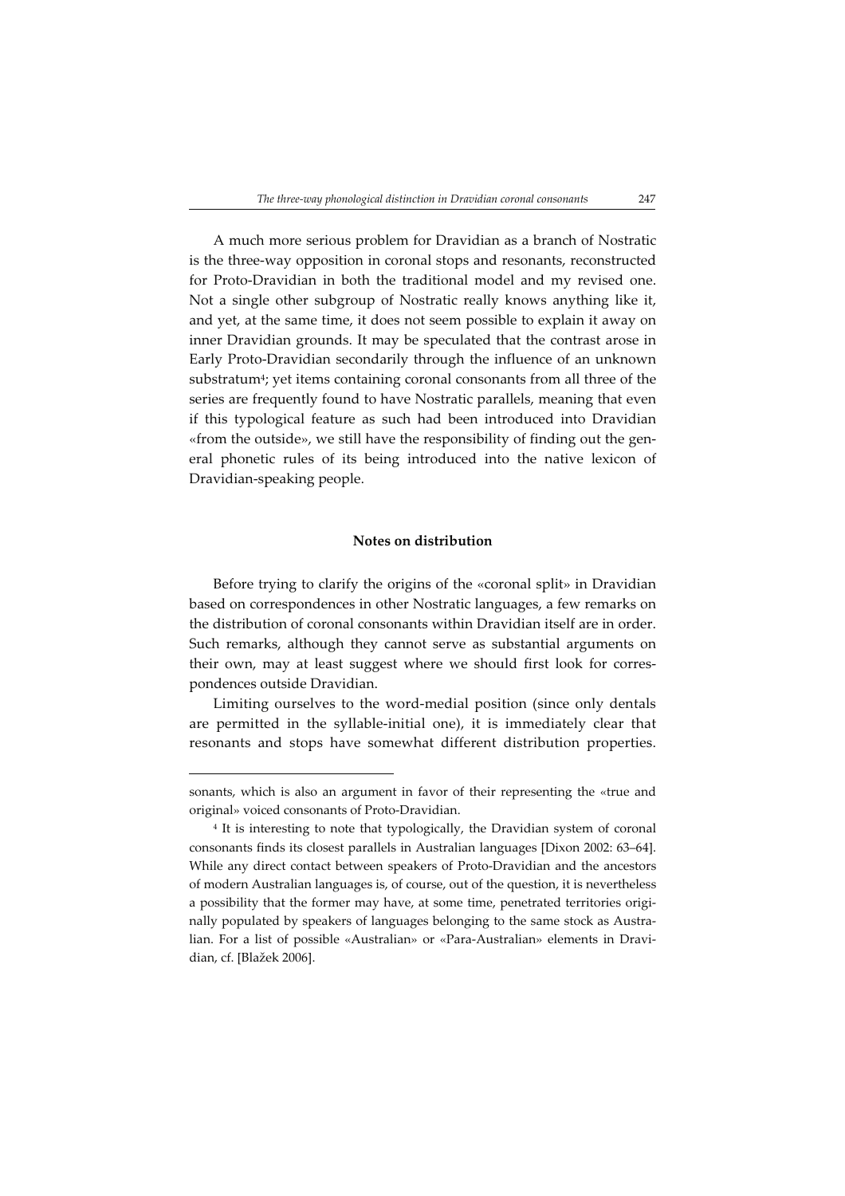A much more serious problem for Dravidian as a branch of Nostratic is the three-way opposition in coronal stops and resonants, reconstructed for Proto-Dravidian in both the traditional model and my revised one. Not a single other subgroup of Nostratic really knows anything like it, and yet, at the same time, it does not seem possible to explain it away on inner Dravidian grounds. It may be speculated that the contrast arose in Early Proto-Dravidian secondarily through the influence of an unknown substratum[4]; yet items containing coronal consonants from all three of the series are frequently found to have Nostratic parallels, meaning that even if this typological feature as such had been introduced into Dravidian «from the outside», we still have the responsibility of finding out the general phonetic rules of its being introduced into the native lexicon of Dravidian-speaking people.

## Notes on distribution

Before trying to clarify the origins of the «coronal split» in Dravidian based on correspondences in other Nostratic languages, a few remarks on the distribution of coronal consonants within Dravidian itself are in order. Such remarks, although they cannot serve as substantial arguments on their own, may at least suggest where we should first look for correspondences outside Dravidian.

Limiting ourselves to the word-medial position (since only dentals are permitted in the syllable-initial one), it is immediately clear that resonants and stops have somewhat different distribution properties.

---

sonants, which is also an argument in favor of their representing the «true and original» voiced consonants of Proto-Dravidian.

[4] It is interesting to note that typologically, the Dravidian system of coronal consonants finds its closest parallels in Australian languages [Dixon 2002: 63–64]. While any direct contact between speakers of Proto-Dravidian and the ancestors of modern Australian languages is, of course, out of the question, it is nevertheless a possibility that the former may have, at some time, penetrated territories originally populated by speakers of languages belonging to the same stock as Australian. For a list of possible «Australian» or «Para-Australian» elements in Dravidian, cf. [Blažek 2006].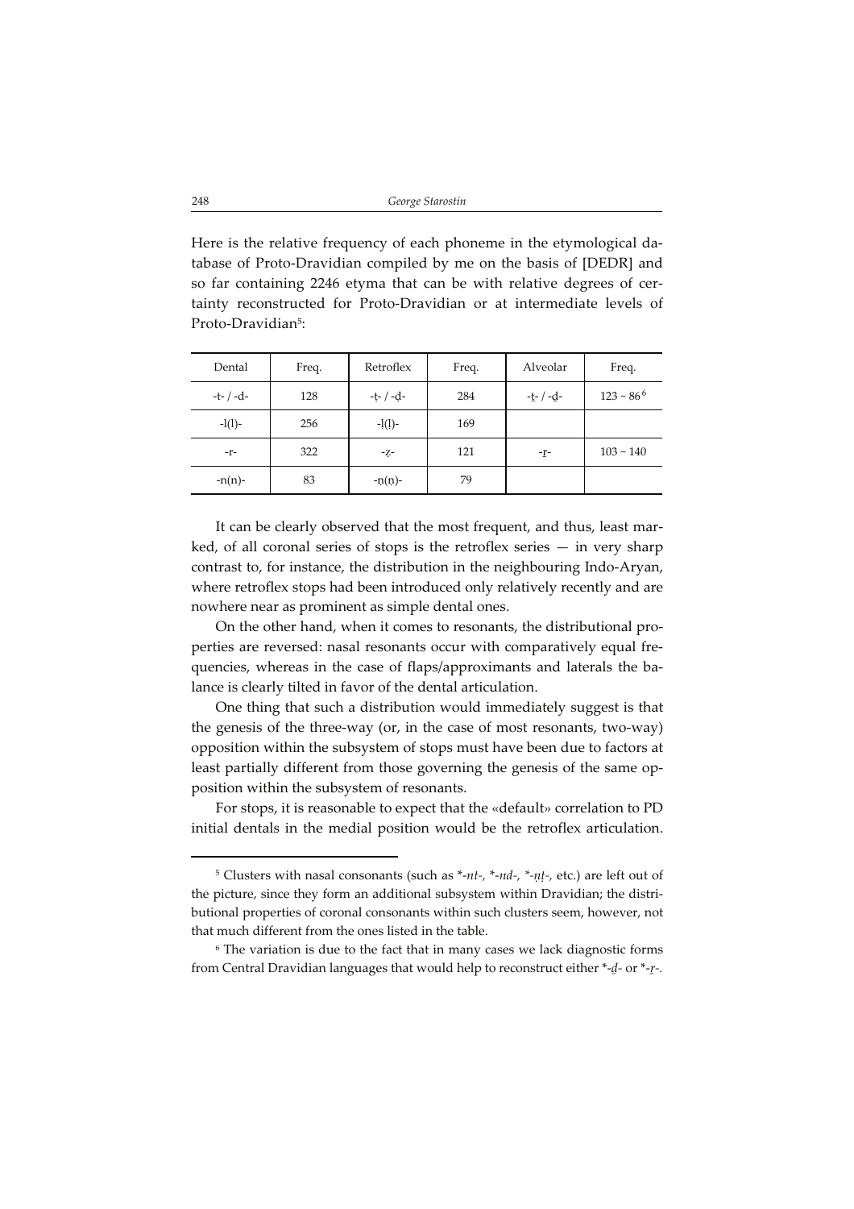Here is the relative frequency of each phoneme in the etymological database of Proto-Dravidian compiled by me on the basis of [DEDR] and so far containing 2246 etyma that can be with relative degrees of certainty reconstructed for Proto-Dravidian or at intermediate levels of Proto-Dravidian[5]:

| Dental | Freq. | Retroflex | Freq. | Alveolar | Freq. |
|---|---|---|---|---|---|
| -t- / -d- | 128 | -ṭ- / -ḍ- | 284 | -ṯ- / -ḏ- | 123 ~ 86[6] |
| -l(l)- | 256 | -ḷ(ḷ)- | 169 | | |
| -r- | 322 | -ẓ- | 121 | -ṟ- | 103 ~ 140 |
| -n(n)- | 83 | -ṇ(ṇ)- | 79 | | |

It can be clearly observed that the most frequent, and thus, least marked, of all coronal series of stops is the retroflex series — in very sharp contrast to, for instance, the distribution in the neighbouring Indo-Aryan, where retroflex stops had been introduced only relatively recently and are nowhere near as prominent as simple dental ones.

On the other hand, when it comes to resonants, the distributional properties are reversed: nasal resonants occur with comparatively equal frequencies, whereas in the case of flaps/approximants and laterals the balance is clearly tilted in favor of the dental articulation.

One thing that such a distribution would immediately suggest is that the genesis of the three-way (or, in the case of most resonants, two-way) opposition within the subsystem of stops must have been due to factors at least partially different from those governing the genesis of the same opposition within the subsystem of resonants.

For stops, it is reasonable to expect that the «default» correlation to PD initial dentals in the medial position would be the retroflex articulation.

---

[5] Clusters with nasal consonants (such as *-*nt*-, *-*nd*-, *-*ṇṭ*-, etc.) are left out of the picture, since they form an additional subsystem within Dravidian; the distributional properties of coronal consonants within such clusters seem, however, not that much different from the ones listed in the table.

[6] The variation is due to the fact that in many cases we lack diagnostic forms from Central Dravidian languages that would help to reconstruct either *-*ḏ*- or *-*ṟ*-.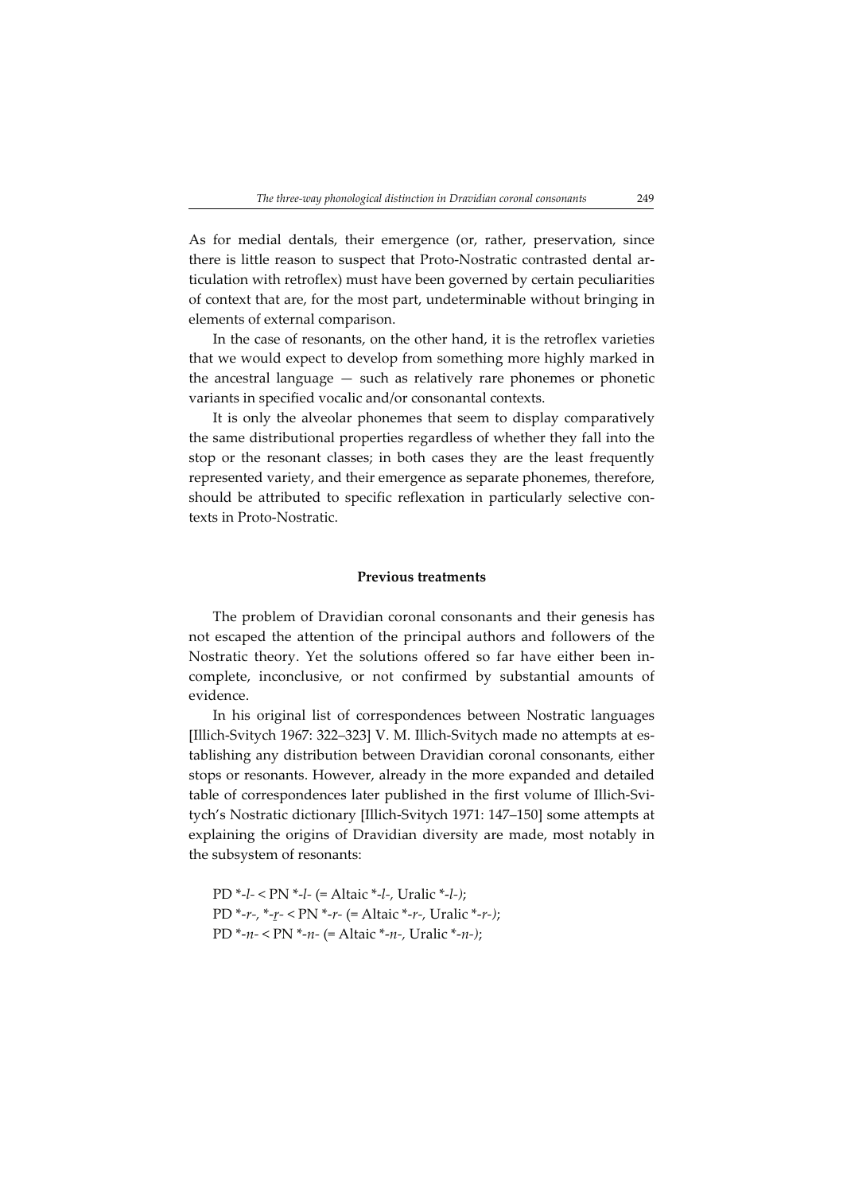As for medial dentals, their emergence (or, rather, preservation, since there is little reason to suspect that Proto-Nostratic contrasted dental articulation with retroflex) must have been governed by certain peculiarities of context that are, for the most part, undeterminable without bringing in elements of external comparison.

In the case of resonants, on the other hand, it is the retroflex varieties that we would expect to develop from something more highly marked in the ancestral language — such as relatively rare phonemes or phonetic variants in specified vocalic and/or consonantal contexts.

It is only the alveolar phonemes that seem to display comparatively the same distributional properties regardless of whether they fall into the stop or the resonant classes; in both cases they are the least frequently represented variety, and their emergence as separate phonemes, therefore, should be attributed to specific reflexation in particularly selective contexts in Proto-Nostratic.

## Previous treatments

The problem of Dravidian coronal consonants and their genesis has not escaped the attention of the principal authors and followers of the Nostratic theory. Yet the solutions offered so far have either been incomplete, inconclusive, or not confirmed by substantial amounts of evidence.

In his original list of correspondences between Nostratic languages [Illich-Svitych 1967: 322–323] V. M. Illich-Svitych made no attempts at establishing any distribution between Dravidian coronal consonants, either stops or resonants. However, already in the more expanded and detailed table of correspondences later published in the first volume of Illich-Svitych's Nostratic dictionary [Illich-Svitych 1971: 147–150] some attempts at explaining the origins of Dravidian diversity are made, most notably in the subsystem of resonants:

PD *-*l*- < PN *-*l*- (= Altaic *-*l*-, Uralic *-*l*-);
PD *-*r*-, *-*ṟ*- < PN *-*r*- (= Altaic *-*r*-, Uralic *-*r*-);
PD *-*n*- < PN *-*n*- (= Altaic *-*n*-, Uralic *-*n*-);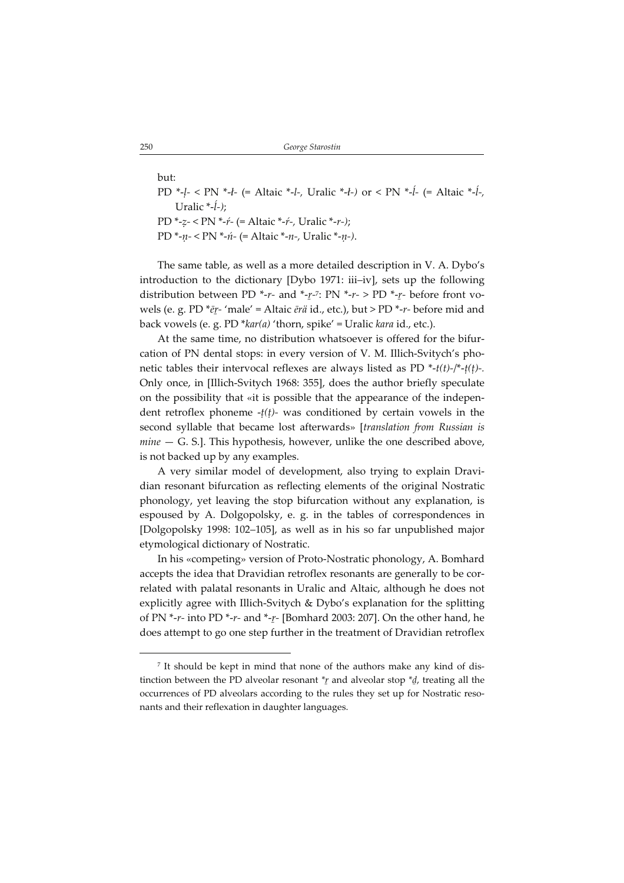but:

PD *-ḷ- < PN *-ł- (= Altaic *-l-, Uralic *-ł-) or < PN *-ĺ- (= Altaic *-ĺ-, Uralic *-ĺ-);

PD *-ẓ- < PN *-ŕ- (= Altaic *-ŕ-, Uralic *-r-);

PD *-ṇ- < PN *-ń- (= Altaic *-n-, Uralic *-ṇ-).

The same table, as well as a more detailed description in V. A. Dybo's introduction to the dictionary [Dybo 1971: iii–iv], sets up the following distribution between PD *-r- and *-ṟ-[7]: PN *-r- > PD *-ṟ- before front vowels (e. g. PD *ēṟ- 'male' = Altaic ērä id., etc.), but > PD *-r- before mid and back vowels (e. g. PD *kar(a) 'thorn, spike' = Uralic kara id., etc.).

At the same time, no distribution whatsoever is offered for the bifurcation of PN dental stops: in every version of V. M. Illich-Svitych's phonetic tables their intervocal reflexes are always listed as PD *-t(t)-/*-ṭ(ṭ)-. Only once, in [Illich-Svitych 1968: 355], does the author briefly speculate on the possibility that «it is possible that the appearance of the independent retroflex phoneme -ṭ(ṭ)- was conditioned by certain vowels in the second syllable that became lost afterwards» [*translation from Russian is mine* — G. S.]. This hypothesis, however, unlike the one described above, is not backed up by any examples.

A very similar model of development, also trying to explain Dravidian resonant bifurcation as reflecting elements of the original Nostratic phonology, yet leaving the stop bifurcation without any explanation, is espoused by A. Dolgopolsky, e. g. in the tables of correspondences in [Dolgopolsky 1998: 102–105], as well as in his so far unpublished major etymological dictionary of Nostratic.

In his «competing» version of Proto-Nostratic phonology, A. Bomhard accepts the idea that Dravidian retroflex resonants are generally to be correlated with palatal resonants in Uralic and Altaic, although he does not explicitly agree with Illich-Svitych & Dybo's explanation for the splitting of PN *-r- into PD *-r- and *-ṟ- [Bomhard 2003: 207]. On the other hand, he does attempt to go one step further in the treatment of Dravidian retroflex

---

[7] It should be kept in mind that none of the authors make any kind of distinction between the PD alveolar resonant *ṟ and alveolar stop *ḏ, treating all the occurrences of PD alveolars according to the rules they set up for Nostratic resonants and their reflexation in daughter languages.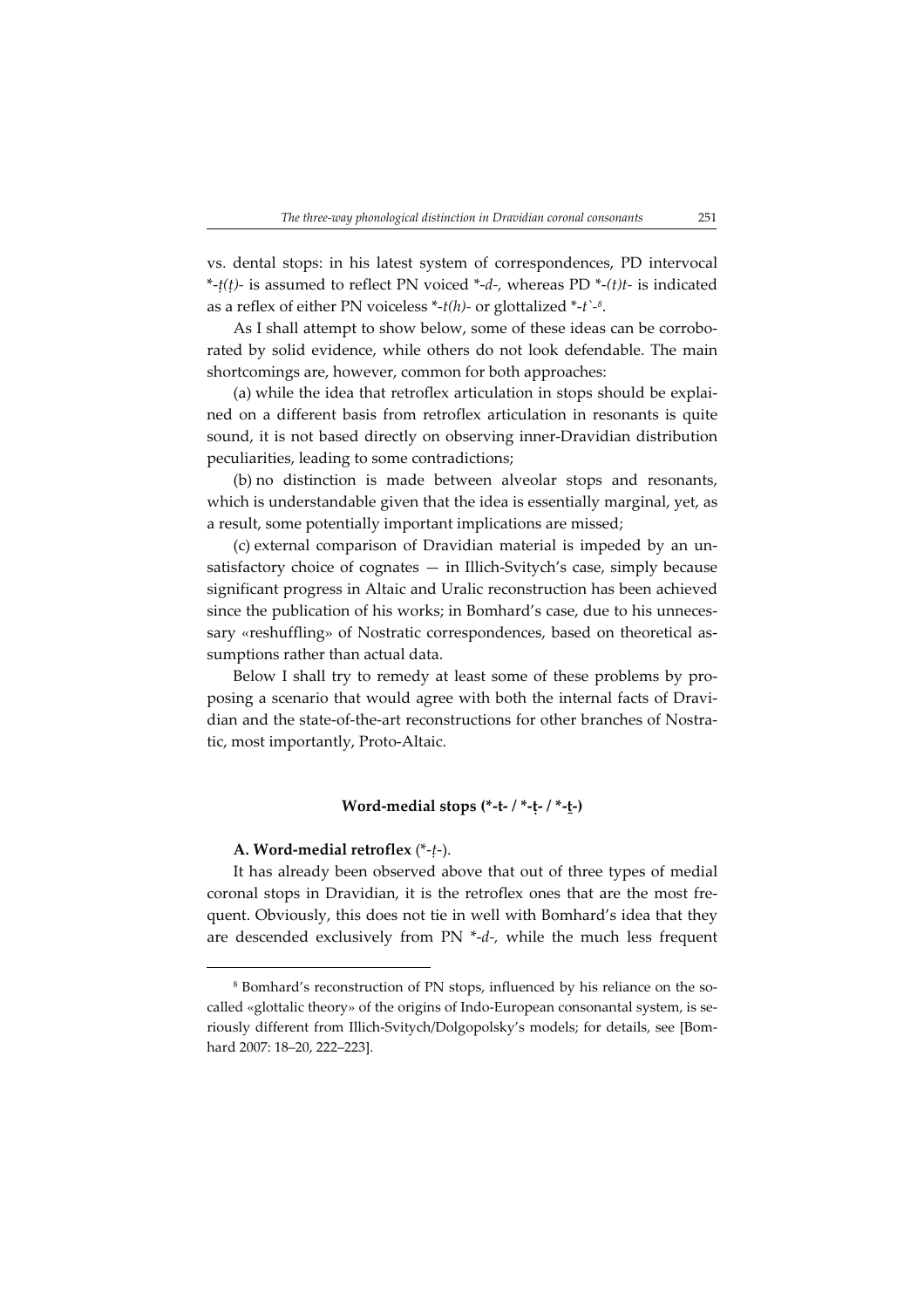vs. dental stops: in his latest system of correspondences, PD intervocal *-*ṭ(ṭ)*- is assumed to reflect PN voiced *-*d*-, whereas PD *-*(t)t*- is indicated as a reflex of either PN voiceless *-*t(h)*- or glottalized *-*t`*-[8].

As I shall attempt to show below, some of these ideas can be corroborated by solid evidence, while others do not look defendable. The main shortcomings are, however, common for both approaches:

(a) while the idea that retroflex articulation in stops should be explained on a different basis from retroflex articulation in resonants is quite sound, it is not based directly on observing inner-Dravidian distribution peculiarities, leading to some contradictions;

(b) no distinction is made between alveolar stops and resonants, which is understandable given that the idea is essentially marginal, yet, as a result, some potentially important implications are missed;

(c) external comparison of Dravidian material is impeded by an unsatisfactory choice of cognates — in Illich-Svitych's case, simply because significant progress in Altaic and Uralic reconstruction has been achieved since the publication of his works; in Bomhard's case, due to his unnecessary «reshuffling» of Nostratic correspondences, based on theoretical assumptions rather than actual data.

Below I shall try to remedy at least some of these problems by proposing a scenario that would agree with both the internal facts of Dravidian and the state-of-the-art reconstructions for other branches of Nostratic, most importantly, Proto-Altaic.

### Word-medial stops (*-t- / *-ṭ- / *-ṯ-)

**A. Word-medial retroflex** (*-*ṭ*-).

It has already been observed above that out of three types of medial coronal stops in Dravidian, it is the retroflex ones that are the most frequent. Obviously, this does not tie in well with Bomhard's idea that they are descended exclusively from PN *-*d*-, while the much less frequent

[8] Bomhard's reconstruction of PN stops, influenced by his reliance on the so-called «glottalic theory» of the origins of Indo-European consonantal system, is seriously different from Illich-Svitych/Dolgopolsky's models; for details, see [Bomhard 2007: 18–20, 222–223].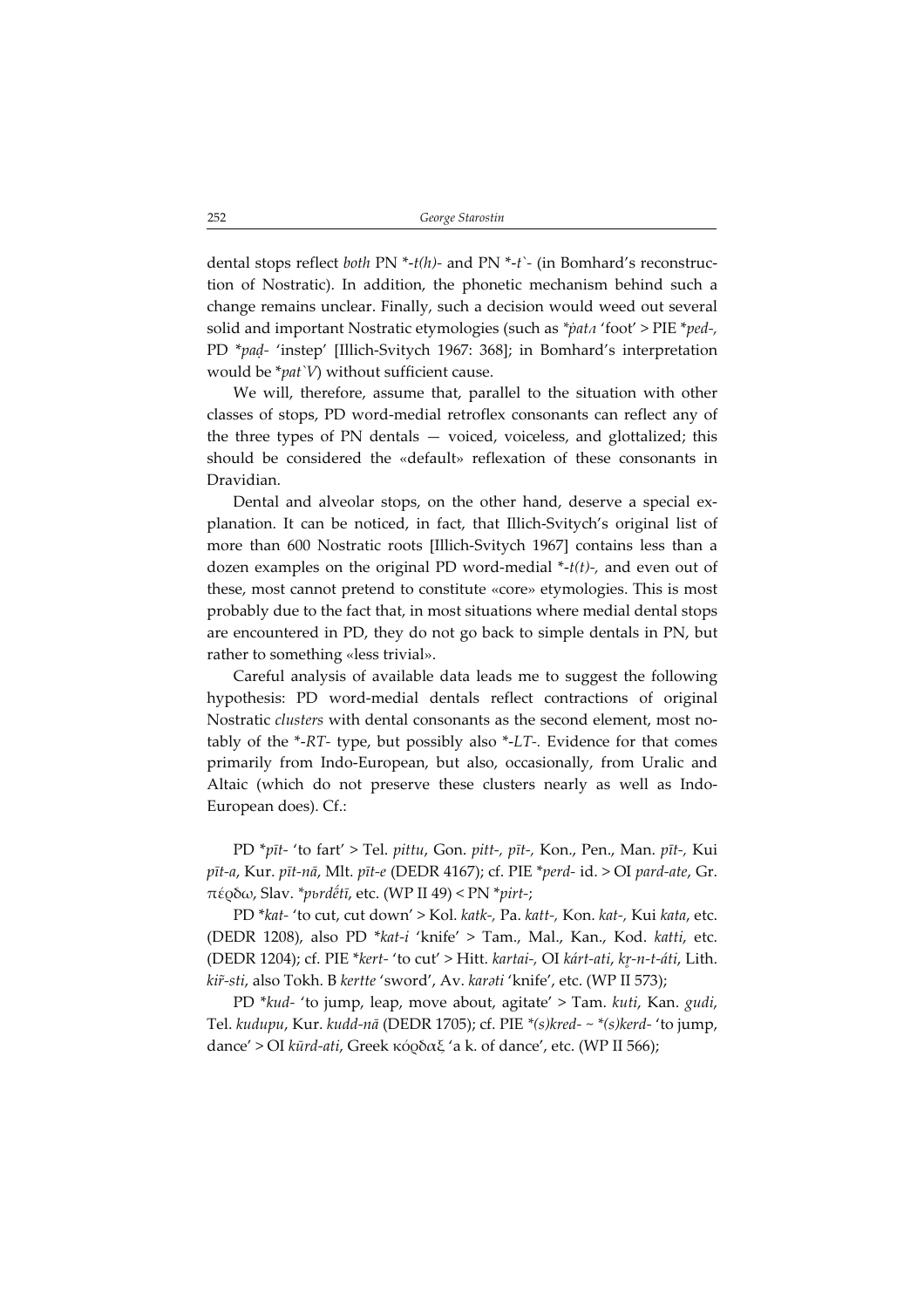dental stops reflect *both* PN *-*t(h)*- and PN *-*t`*- (in Bomhard's reconstruction of Nostratic). In addition, the phonetic mechanism behind such a change remains unclear. Finally, such a decision would weed out several solid and important Nostratic etymologies (such as *\*ṗatʌ* 'foot' > PIE \**ped-*, PD \**paḍ-* 'instep' [Illich-Svitych 1967: 368]; in Bomhard's interpretation would be \**pat`V*) without sufficient cause.

We will, therefore, assume that, parallel to the situation with other classes of stops, PD word-medial retroflex consonants can reflect any of the three types of PN dentals — voiced, voiceless, and glottalized; this should be considered the «default» reflexation of these consonants in Dravidian.

Dental and alveolar stops, on the other hand, deserve a special explanation. It can be noticed, in fact, that Illich-Svitych's original list of more than 600 Nostratic roots [Illich-Svitych 1967] contains less than a dozen examples on the original PD word-medial *-*t(t)*-, and even out of these, most cannot pretend to constitute «core» etymologies. This is most probably due to the fact that, in most situations where medial dental stops are encountered in PD, they do not go back to simple dentals in PN, but rather to something «less trivial».

Careful analysis of available data leads me to suggest the following hypothesis: PD word-medial dentals reflect contractions of original Nostratic *clusters* with dental consonants as the second element, most notably of the *-*RT*- type, but possibly also *-*LT*-. Evidence for that comes primarily from Indo-European, but also, occasionally, from Uralic and Altaic (which do not preserve these clusters nearly as well as Indo-European does). Cf.:

PD \**pīt-* 'to fart' > Tel. *pittu*, Gon. *pitt-*, *pīt-*, Kon., Pen., Man. *pīt-*, Kui *pīt-a*, Kur. *pīt-nā*, Mlt. *pīt-e* (DEDR 4167); cf. PIE \**perd-* id. > OI *pard-ate*, Gr. πέρδω, Slav. \**pьrdě́tī*, etc. (WP II 49) < PN \**pirt-*;

PD \**kat-* 'to cut, cut down' > Kol. *katk-*, Pa. *katt-*, Kon. *kat-*, Kui *kata*, etc. (DEDR 1208), also PD \**kat-i* 'knife' > Tam., Mal., Kan., Kod. *katti*, etc. (DEDR 1204); cf. PIE \**kert-* 'to cut' > Hitt. *kartai-*, OI *kárt-ati*, *kr̥-n-t-áti*, Lith. *kir̃-sti*, also Tokh. B *kertte* 'sword', Av. *karəti* 'knife', etc. (WP II 573);

PD \**kud-* 'to jump, leap, move about, agitate' > Tam. *kuti*, Kan. *gudi*, Tel. *kudupu*, Kur. *kudd-nā* (DEDR 1705); cf. PIE *\*(s)kred-* ~ *\*(s)kerd-* 'to jump, dance' > OI *kūrd-ati*, Greek κόρδαξ 'a k. of dance', etc. (WP II 566);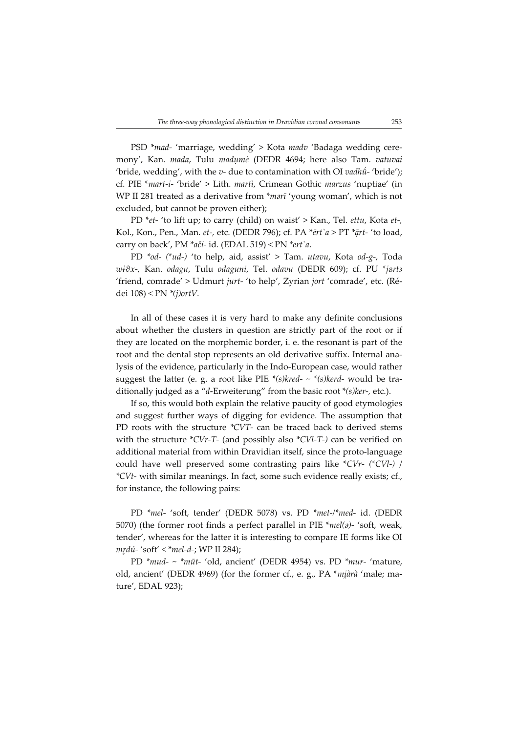PSD **mad-* 'marriage, wedding' > Kota *madv* 'Badaga wedding ceremony', Kan. *mada*, Tulu *maduṃè* (DEDR 4694; here also Tam. *vatuvai* 'bride, wedding', with the *v-* due to contamination with OI *vadhū́-* 'bride'); cf. PIE **mart-i-* 'bride' > Lith. *martì*, Crimean Gothic *marzus* 'nuptiae' (in WP II 281 treated as a derivative from **mərī* 'young woman', which is not excluded, but cannot be proven either);

PD **et-* 'to lift up; to carry (child) on waist' > Kan., Tel. *ettu*, Kota *et-*, Kol., Kon., Pen., Man. *et-*, etc. (DEDR 796); cf. PA **ērt`a* > PT **ārt-* 'to load, carry on back', PM **ači-* id. (EDAL 519) < PN **ert`a*.

PD **od-* (**ud-*) 'to help, aid, assist' > Tam. *utavu*, Kota *od-g-*, Toda *wɨϑx-*, Kan. *odagu*, Tulu *odaguni*, Tel. *odavu* (DEDR 609); cf. PU **jərtз* 'friend, comrade' > Udmurt *jurt-* 'to help', Zyrian *jort* 'comrade', etc. (Rédei 108) < PN **(j)ortV*.

In all of these cases it is very hard to make any definite conclusions about whether the clusters in question are strictly part of the root or if they are located on the morphemic border, i. e. the resonant is part of the root and the dental stop represents an old derivative suffix. Internal analysis of the evidence, particularly in the Indo-European case, would rather suggest the latter (e. g. a root like PIE **(s)kred-* ~ **(s)kerd-* would be traditionally judged as a "*d*-Erweiterung" from the basic root **(s)ker-*, etc.).

If so, this would both explain the relative paucity of good etymologies and suggest further ways of digging for evidence. The assumption that PD roots with the structure **CVT-* can be traced back to derived stems with the structure **CVr-T-* (and possibly also **CVl-T-*) can be verified on additional material from within Dravidian itself, since the proto-language could have well preserved some contrasting pairs like **CVr-* (**CVl-*) / **CVt-* with similar meanings. In fact, some such evidence really exists; cf., for instance, the following pairs:

PD **mel-* 'soft, tender' (DEDR 5078) vs. PD **met-*/**med-* id. (DEDR 5070) (the former root finds a perfect parallel in PIE **mel(ə)-* 'soft, weak, tender', whereas for the latter it is interesting to compare IE forms like OI *mṛdú-* 'soft' < **mel-d-*; WP II 284);

PD **mud-* ~ **mūt-* 'old, ancient' (DEDR 4954) vs. PD **mur-* 'mature, old, ancient' (DEDR 4969) (for the former cf., e. g., PA **mi̯àrà* 'male; mature', EDAL 923);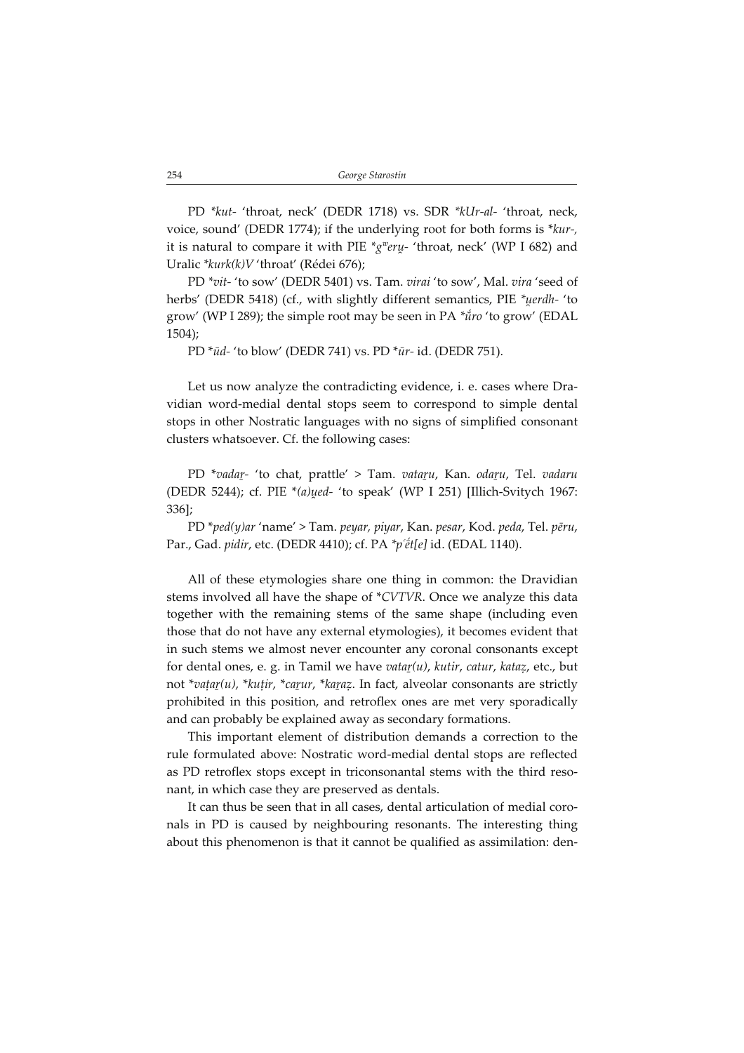PD *\*kut-* 'throat, neck' (DEDR 1718) vs. SDR *\*kUr-al-* 'throat, neck, voice, sound' (DEDR 1774); if the underlying root for both forms is \**kur-*, it is natural to compare it with PIE *\*gʷeru̯-* 'throat, neck' (WP I 682) and Uralic *\*kurk(k)V* 'throat' (Rédei 676);

PD *\*vit-* 'to sow' (DEDR 5401) vs. Tam. *virai* 'to sow', Mal. *vira* 'seed of herbs' (DEDR 5418) (cf., with slightly different semantics, PIE *\*u̯erdh-* 'to grow' (WP I 289); the simple root may be seen in PA *\*ŕ̥ro* 'to grow' (EDAL 1504);

PD \**ūd-* 'to blow' (DEDR 741) vs. PD \**ūr-* id. (DEDR 751).

Let us now analyze the contradicting evidence, i. e. cases where Dravidian word-medial dental stops seem to correspond to simple dental stops in other Nostratic languages with no signs of simplified consonant clusters whatsoever. Cf. the following cases:

PD \**vadaṟ-* 'to chat, prattle' > Tam. *vataṟu*, Kan. *odaṟu*, Tel. *vadaru* (DEDR 5244); cf. PIE \**(a)u̯ed-* 'to speak' (WP I 251) [Illich-Svitych 1967: 336];

PD *\*ped(y)ar* 'name' > Tam. *peyar, piyar*, Kan. *pesar*, Kod. *peda*, Tel. *pēru*, Par., Gad. *pidir*, etc. (DEDR 4410); cf. PA *\*p'ét[e]* id. (EDAL 1140).

All of these etymologies share one thing in common: the Dravidian stems involved all have the shape of \**CVTVR*. Once we analyze this data together with the remaining stems of the same shape (including even those that do not have any external etymologies), it becomes evident that in such stems we almost never encounter any coronal consonants except for dental ones, e. g. in Tamil we have *vataṟ(u)*, *kutir*, *catur*, *kataẓ*, etc., but not \**vaṭaṟ(u)*, \**kuṭir*, \**caṟur*, \**kaṟaẓ*. In fact, alveolar consonants are strictly prohibited in this position, and retroflex ones are met very sporadically and can probably be explained away as secondary formations.

This important element of distribution demands a correction to the rule formulated above: Nostratic word-medial dental stops are reflected as PD retroflex stops except in triconsonantal stems with the third resonant, in which case they are preserved as dentals.

It can thus be seen that in all cases, dental articulation of medial coronals in PD is caused by neighbouring resonants. The interesting thing about this phenomenon is that it cannot be qualified as assimilation: den-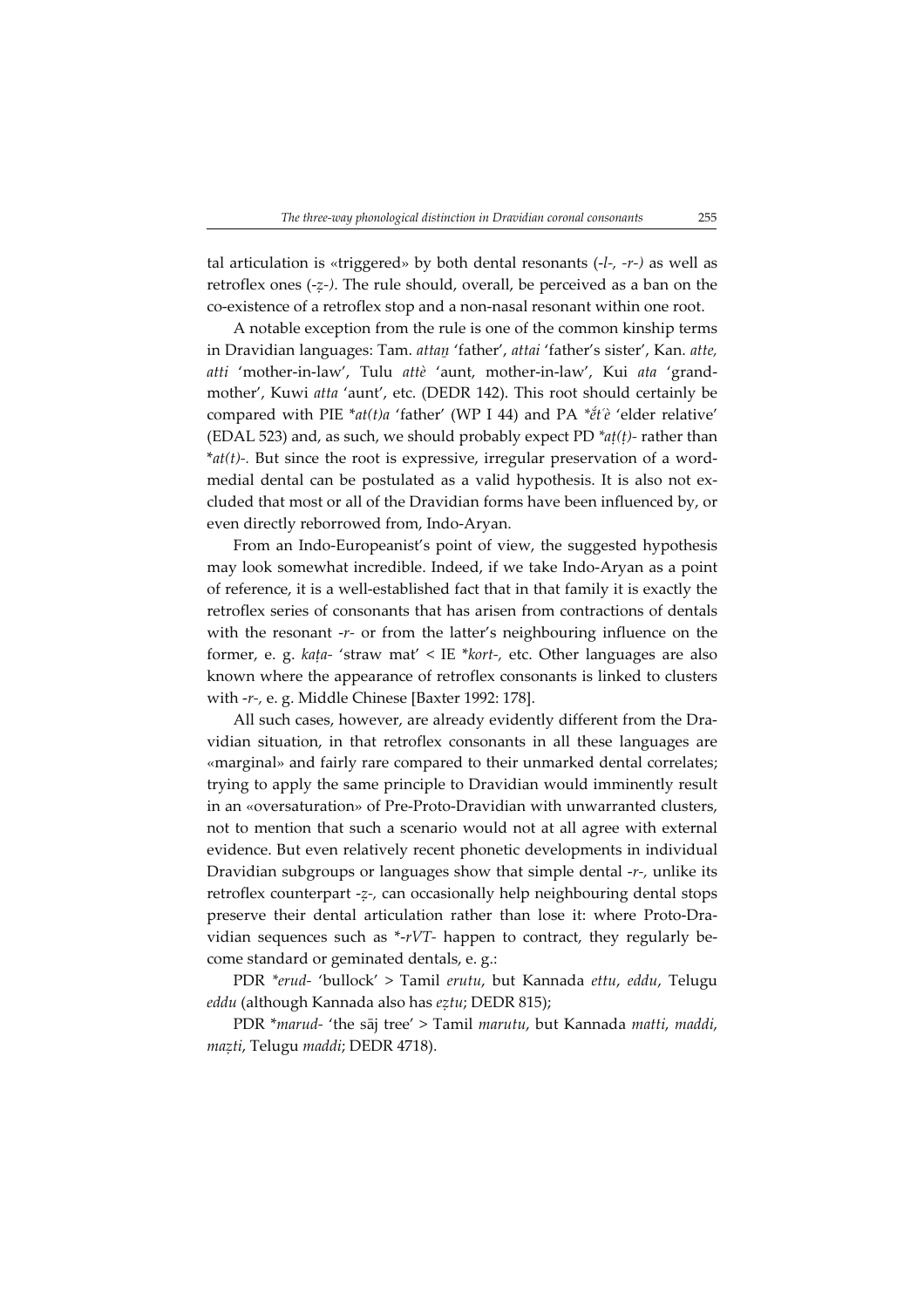tal articulation is «triggered» by both dental resonants (*-l-*, *-r-)* as well as retroflex ones (*-ẓ-)*. The rule should, overall, be perceived as a ban on the co-existence of a retroflex stop and a non-nasal resonant within one root.

A notable exception from the rule is one of the common kinship terms in Dravidian languages: Tam. *attaṉ* 'father', *attai* 'father's sister', Kan. *atte, atti* 'mother-in-law', Tulu *attè* 'aunt, mother-in-law', Kui *ata* 'grandmother', Kuwi *atta* 'aunt', etc. (DEDR 142). This root should certainly be compared with PIE *\*at(t)a* 'father' (WP I 44) and PA *\*ĕ́t`è* 'elder relative' (EDAL 523) and, as such, we should probably expect PD *\*aṭ(ṭ)-* rather than *\*at(t)-*. But since the root is expressive, irregular preservation of a word-medial dental can be postulated as a valid hypothesis. It is also not excluded that most or all of the Dravidian forms have been influenced by, or even directly reborrowed from, Indo-Aryan.

From an Indo-Europeanist's point of view, the suggested hypothesis may look somewhat incredible. Indeed, if we take Indo-Aryan as a point of reference, it is a well-established fact that in that family it is exactly the retroflex series of consonants that has arisen from contractions of dentals with the resonant *-r-* or from the latter's neighbouring influence on the former, e. g. *kaṭa-* 'straw mat' < IE *\*kort-*, etc. Other languages are also known where the appearance of retroflex consonants is linked to clusters with *-r-*, e. g. Middle Chinese [Baxter 1992: 178].

All such cases, however, are already evidently different from the Dravidian situation, in that retroflex consonants in all these languages are «marginal» and fairly rare compared to their unmarked dental correlates; trying to apply the same principle to Dravidian would imminently result in an «oversaturation» of Pre-Proto-Dravidian with unwarranted clusters, not to mention that such a scenario would not at all agree with external evidence. But even relatively recent phonetic developments in individual Dravidian subgroups or languages show that simple dental *-r-*, unlike its retroflex counterpart *-ẓ-*, can occasionally help neighbouring dental stops preserve their dental articulation rather than lose it: where Proto-Dravidian sequences such as *\*-rVT-* happen to contract, they regularly become standard or geminated dentals, e. g.:

PDR *\*erud-* 'bullock' > Tamil *erutu*, but Kannada *ettu*, *eddu*, Telugu *eddu* (although Kannada also has *eẓtu*; DEDR 815);

PDR *\*marud-* 'the sāj tree' > Tamil *marutu*, but Kannada *matti*, *maddi*, *maẓti*, Telugu *maddi*; DEDR 4718).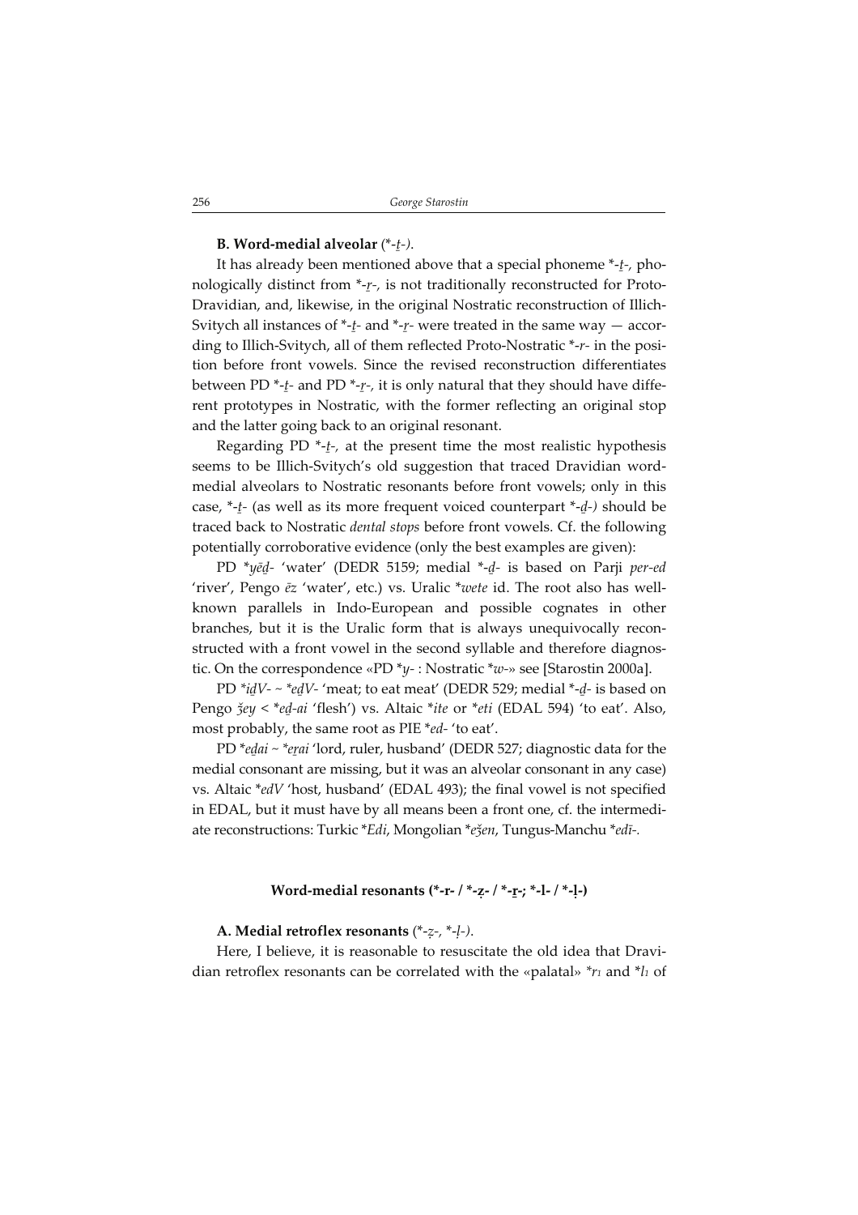**B. Word-medial alveolar** (*-ṯ-).

It has already been mentioned above that a special phoneme *-ṯ-, phonologically distinct from *-ṟ-, is not traditionally reconstructed for Proto-Dravidian, and, likewise, in the original Nostratic reconstruction of Illich-Svitych all instances of *-ṯ- and *-ṟ- were treated in the same way — according to Illich-Svitych, all of them reflected Proto-Nostratic *-r- in the position before front vowels. Since the revised reconstruction differentiates between PD *-ṯ- and PD *-ṟ-, it is only natural that they should have different prototypes in Nostratic, with the former reflecting an original stop and the latter going back to an original resonant.

Regarding PD *-ṯ-, at the present time the most realistic hypothesis seems to be Illich-Svitych's old suggestion that traced Dravidian word-medial alveolars to Nostratic resonants before front vowels; only in this case, *-ṯ- (as well as its more frequent voiced counterpart *-ḏ-) should be traced back to Nostratic *dental stops* before front vowels. Cf. the following potentially corroborative evidence (only the best examples are given):

PD *yēḏ- 'water' (DEDR 5159; medial *-ḏ- is based on Parji *per-ed* 'river', Pengo *ēz* 'water', etc.) vs. Uralic *wete* id. The root also has well-known parallels in Indo-European and possible cognates in other branches, but it is the Uralic form that is always unequivocally reconstructed with a front vowel in the second syllable and therefore diagnostic. On the correspondence «PD *y- : Nostratic *w-» see [Starostin 2000a].

PD *iḏV- ~ *eḏV- 'meat; to eat meat' (DEDR 529; medial *-ḏ- is based on Pengo *ǯey* < *eḏ-ai* 'flesh') vs. Altaic *ite* or *eti* (EDAL 594) 'to eat'. Also, most probably, the same root as PIE *ed- 'to eat'.

PD *eḏai ~ *eṟai 'lord, ruler, husband' (DEDR 527; diagnostic data for the medial consonant are missing, but it was an alveolar consonant in any case) vs. Altaic *edV 'host, husband' (EDAL 493); the final vowel is not specified in EDAL, but it must have by all means been a front one, cf. the intermediate reconstructions: Turkic *Edi, Mongolian *eǯen, Tungus-Manchu *edī-.

### Word-medial resonants (*-r- / *-ẓ- / *-ṟ-; *-l- / *-ḷ-)

**A. Medial retroflex resonants** (*-ẓ-, *-ḷ-).

Here, I believe, it is reasonable to resuscitate the old idea that Dravidian retroflex resonants can be correlated with the «palatal» $*r_1$ and $*l_1$ of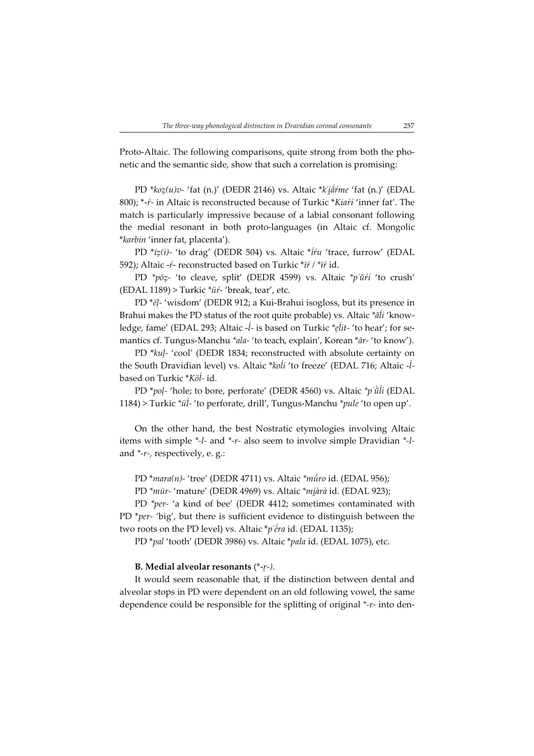Proto-Altaic. The following comparisons, quite strong from both the phonetic and the semantic side, show that such a correlation is promising:

PD **koẓ(u)v-* 'fat (n.)' (DEDR 2146) vs. Altaic **k῾i̯ắŕme* 'fat (n.)' (EDAL 800); *-*ŕ*- in Altaic is reconstructed because of Turkic **Kiaŕi* 'inner fat'. The match is particularly impressive because of a labial consonant following the medial resonant in both proto-languages (in Altaic cf. Mongolic **karbin* 'inner fat, placenta').

PD **īẓ(i)-* 'to drag' (DEDR 504) vs. Altaic **ɨ́ŕu* 'trace, furrow' (EDAL 592); Altaic *-ŕ-* reconstructed based on Turkic **īŕ* / **ɨ̄ŕ* id.

PD **pōẓ-* 'to cleave, split' (DEDR 4599) vs. Altaic **p῾ŭŕi* 'to crush' (EDAL 1189) > Turkic **üŕ-* 'break, tear', etc.

PD **ēḷ-* 'wisdom' (DEDR 912; a Kui-Brahui isogloss, but its presence in Brahui makes the PD status of the root quite probable) vs. Altaic **ăĺi* 'knowledge, fame' (EDAL 293; Altaic *-ĺ-* is based on Turkic **ẹĺit-* 'to hear'; for semantics cf. Tungus-Manchu **ala-* 'to teach, explain', Korean **ār-* 'to know').

PD **kuḷ-* 'cool' (DEDR 1834; reconstructed with absolute certainty on the South Dravidian level) vs. Altaic **koĺi* 'to freeze' (EDAL 716; Altaic *-ĺ-* based on Turkic **Köĺ-* id.

PD **poḷ-* 'hole; to bore, perforate' (DEDR 4560) vs. Altaic **p῾ŭ̀ĺi* (EDAL 1184) > Turkic **üĺ-* 'to perforate, drill', Tungus-Manchu **pule* 'to open up'.

On the other hand, the best Nostratic etymologies involving Altaic items with simple *-*l*- and *-*r*- also seem to involve simple Dravidian *-*l*- and *-*r*-, respectively, e. g.:

PD **mara(n)-* 'tree' (DEDR 4711) vs. Altaic **mŭ́ro* id. (EDAL 956);

PD **mūr-* 'mature' (DEDR 4969) vs. Altaic **mi̯àrà* id. (EDAL 923);

PD **per-* 'a kind of bee' (DEDR 4412; sometimes contaminated with PD **per-* 'big', but there is sufficient evidence to distinguish between the two roots on the PD level) vs. Altaic **p῾ḗra* id. (EDAL 1135);

PD **pal* 'tooth' (DEDR 3986) vs. Altaic **pala* id. (EDAL 1075), etc.

**B. Medial alveolar resonants** (*-*ṟ*-).

It would seem reasonable that, if the distinction between dental and alveolar stops in PD were dependent on an old following vowel, the same dependence could be responsible for the splitting of original *-*r*- into den-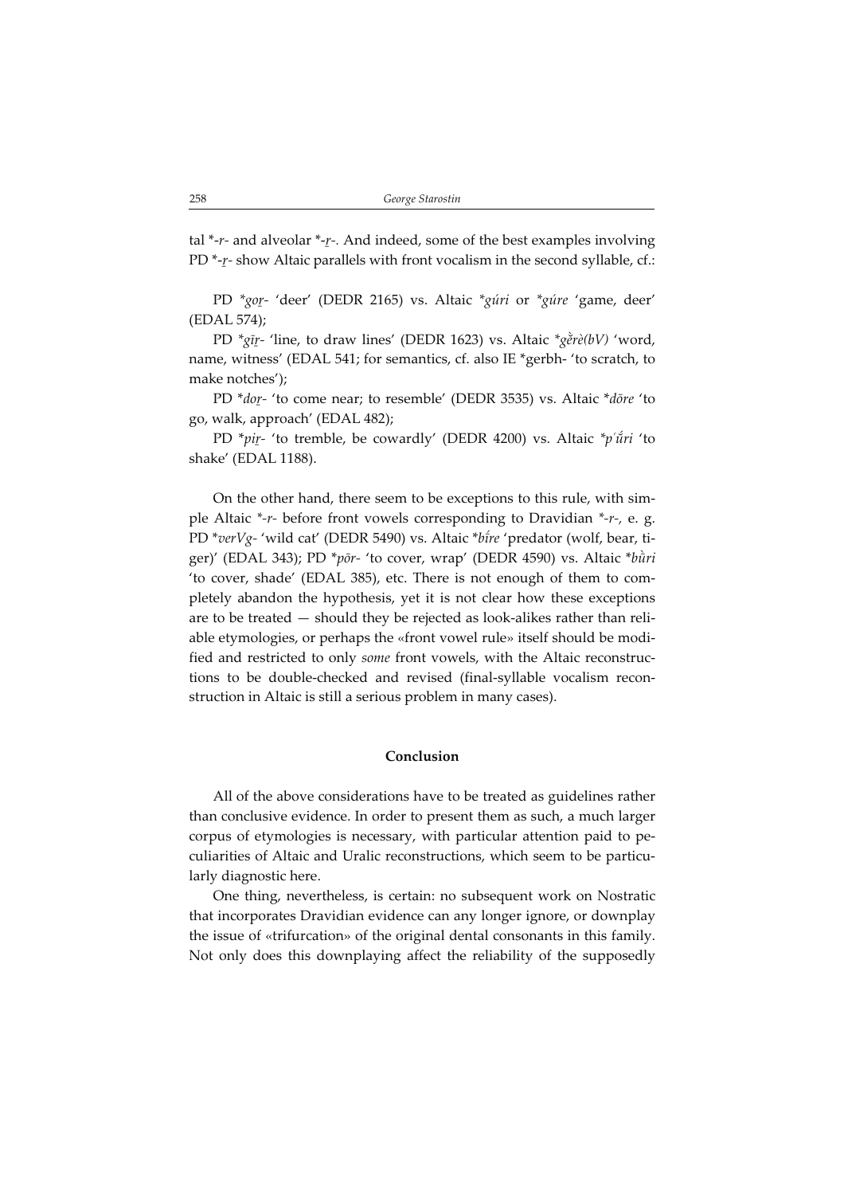tal *-*r*- and alveolar *-*ṟ*-. And indeed, some of the best examples involving PD *-*ṟ*- show Altaic parallels with front vocalism in the second syllable, cf.:

PD **goṟ*- 'deer' (DEDR 2165) vs. Altaic **gúri* or **gúre* 'game, deer' (EDAL 574);

PD **gīṟ*- 'line, to draw lines' (DEDR 1623) vs. Altaic **gḕrè(bV)* 'word, name, witness' (EDAL 541; for semantics, cf. also IE *gerbh- 'to scratch, to make notches');

PD **doṟ*- 'to come near; to resemble' (DEDR 3535) vs. Altaic **dōre* 'to go, walk, approach' (EDAL 482);

PD **piṟ*- 'to tremble, be cowardly' (DEDR 4200) vs. Altaic **pʿṓri* 'to shake' (EDAL 1188).

On the other hand, there seem to be exceptions to this rule, with simple Altaic *-*r*- before front vowels corresponding to Dravidian *-*r*-, e. g. PD **verVg*- 'wild cat' (DEDR 5490) vs. Altaic **bíre* 'predator (wolf, bear, tiger)' (EDAL 343); PD **pōr*- 'to cover, wrap' (DEDR 4590) vs. Altaic **bǜri* 'to cover, shade' (EDAL 385), etc. There is not enough of them to completely abandon the hypothesis, yet it is not clear how these exceptions are to be treated — should they be rejected as look-alikes rather than reliable etymologies, or perhaps the «front vowel rule» itself should be modified and restricted to only *some* front vowels, with the Altaic reconstructions to be double-checked and revised (final-syllable vocalism reconstruction in Altaic is still a serious problem in many cases).

## Conclusion

All of the above considerations have to be treated as guidelines rather than conclusive evidence. In order to present them as such, a much larger corpus of etymologies is necessary, with particular attention paid to peculiarities of Altaic and Uralic reconstructions, which seem to be particularly diagnostic here.

One thing, nevertheless, is certain: no subsequent work on Nostratic that incorporates Dravidian evidence can any longer ignore, or downplay the issue of «trifurcation» of the original dental consonants in this family. Not only does this downplaying affect the reliability of the supposedly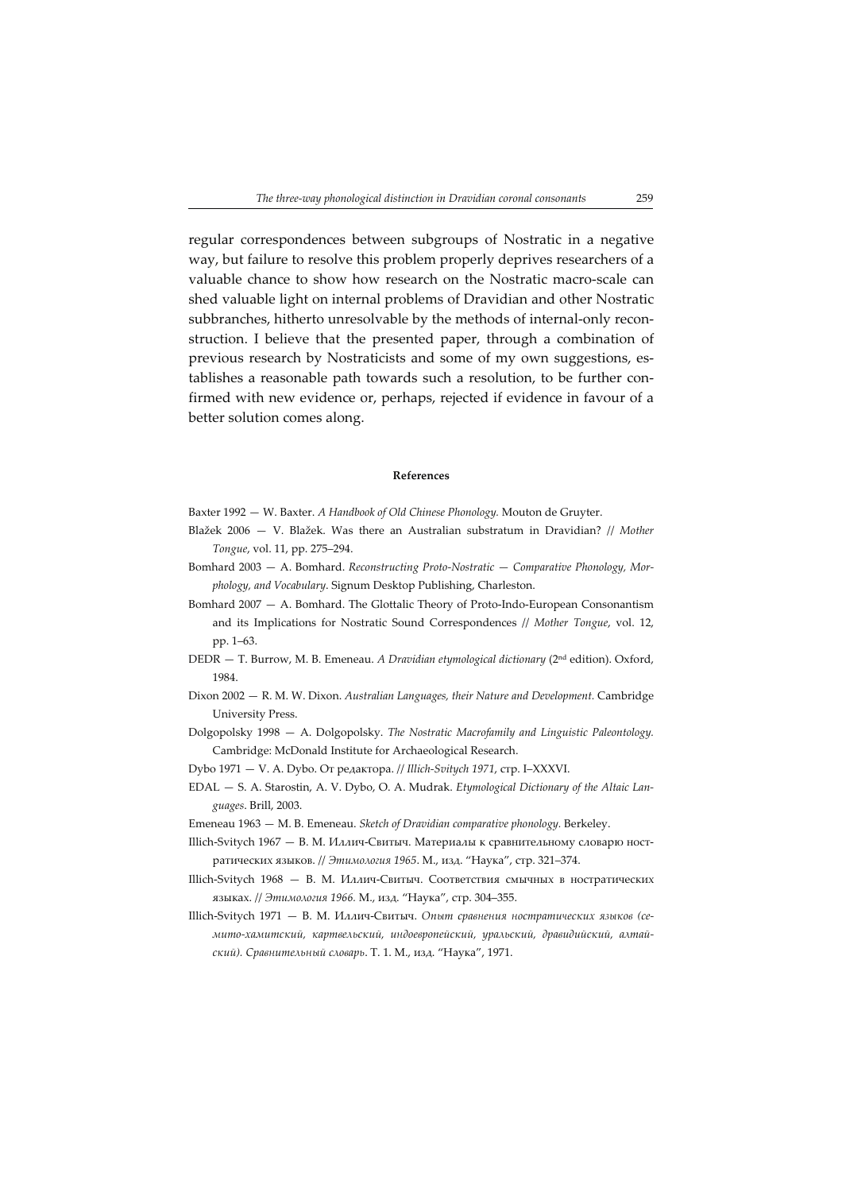regular correspondences between subgroups of Nostratic in a negative way, but failure to resolve this problem properly deprives researchers of a valuable chance to show how research on the Nostratic macro-scale can shed valuable light on internal problems of Dravidian and other Nostratic subbranches, hitherto unresolvable by the methods of internal-only reconstruction. I believe that the presented paper, through a combination of previous research by Nostraticists and some of my own suggestions, establishes a reasonable path towards such a resolution, to be further confirmed with new evidence or, perhaps, rejected if evidence in favour of a better solution comes along.

#### References

Baxter 1992 — W. Baxter. *A Handbook of Old Chinese Phonology.* Mouton de Gruyter.

Blažek 2006 — V. Blažek. Was there an Australian substratum in Dravidian? // *Mother Tongue*, vol. 11, pp. 275–294.

Bomhard 2003 — A. Bomhard. *Reconstructing Proto-Nostratic — Comparative Phonology, Morphology, and Vocabulary*. Signum Desktop Publishing, Charleston.

Bomhard 2007 — A. Bomhard. The Glottalic Theory of Proto-Indo-European Consonantism and its Implications for Nostratic Sound Correspondences // *Mother Tongue*, vol. 12, pp. 1–63.

DEDR — T. Burrow, M. B. Emeneau. *A Dravidian etymological dictionary* (2nd edition). Oxford, 1984.

Dixon 2002 — R. M. W. Dixon. *Australian Languages, their Nature and Development.* Cambridge University Press.

Dolgopolsky 1998 — A. Dolgopolsky. *The Nostratic Macrofamily and Linguistic Paleontology.* Cambridge: McDonald Institute for Archaeological Research.

Dybo 1971 — V. A. Dybo. От редактора. // *Illich-Svitych 1971*, стр. I–XXXVI.

EDAL — S. A. Starostin, A. V. Dybo, O. A. Mudrak. *Etymological Dictionary of the Altaic Languages*. Brill, 2003.

Emeneau 1963 — M. B. Emeneau. *Sketch of Dravidian comparative phonology.* Berkeley.

Illich-Svitych 1967 — В. М. Иллич-Свитыч. Материалы к сравнительному словарю ностратических языков. // *Этимология 1965*. М., изд. "Наука", стр. 321–374.

Illich-Svitych 1968 — В. М. Иллич-Свитыч. Соответствия смычных в ностратических языках. // *Этимология 1966.* М., изд. "Наука", стр. 304–355.

Illich-Svitych 1971 — В. М. Иллич-Свитыч. *Опыт сравнения ностратических языков (семито-хамитский, картвельский, индоевропейский, уральский, дравидийский, алтайский). Сравнительный словарь*. Т. 1. М., изд. "Наука", 1971.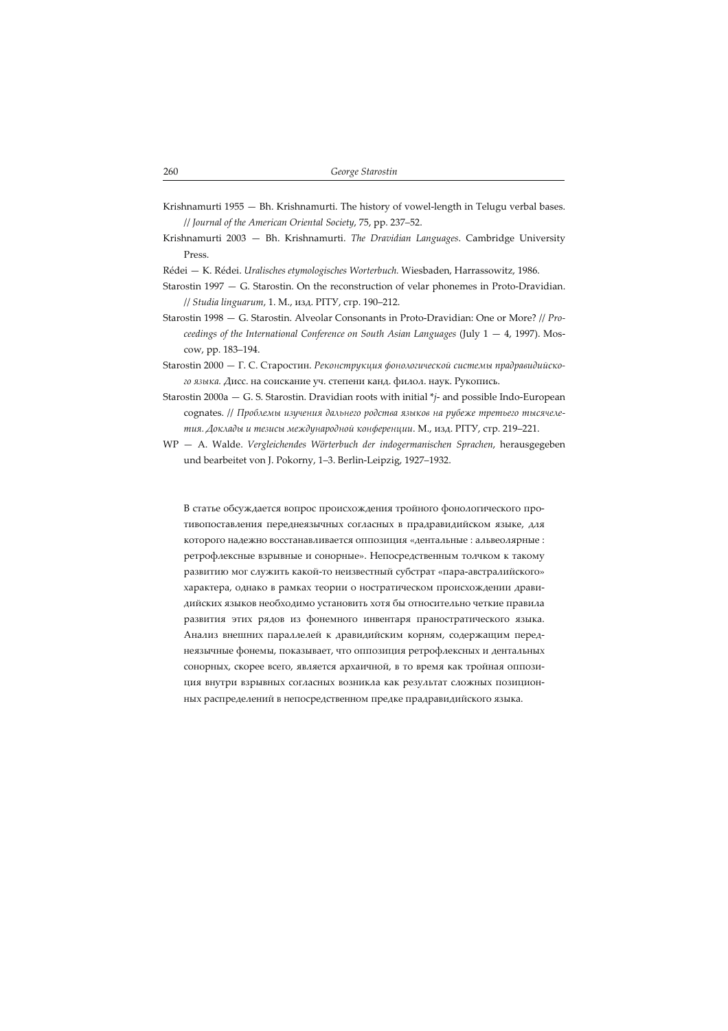Krishnamurti 1955 — Bh. Krishnamurti. The history of vowel-length in Telugu verbal bases. // *Journal of the American Oriental Society*, 75, pp. 237–52.

Krishnamurti 2003 — Bh. Krishnamurti. *The Dravidian Languages*. Cambridge University Press.

Rédei — K. Rédei. *Uralisches etymologisches Worterbuch.* Wiesbaden, Harrassowitz, 1986.

Starostin 1997 — G. Starostin. On the reconstruction of velar phonemes in Proto-Dravidian. // *Studia linguarum*, 1. М., изд. РГГУ, стр. 190–212.

Starostin 1998 — G. Starostin. Alveolar Consonants in Proto-Dravidian: One or More? // *Proceedings of the International Conference on South Asian Languages* (July 1 — 4, 1997). Moscow, pp. 183–194.

Starostin 2000 — Г. С. Старостин. *Реконструкция фонологической системы прадравидийского языка.* Дисс. на соискание уч. степени канд. филол. наук. Рукопись.

Starostin 2000a — G. S. Starostin. Dravidian roots with initial *j- and possible Indo-European cognates. // *Проблемы изучения дальнего родства языков на рубеже третьего тысячелетия. Доклады и тезисы международной конференции*. М., изд. РГГУ, стр. 219–221.

WP — A. Walde. *Vergleichendes Wörterbuch der indogermanischen Sprachen*, herausgegeben und bearbeitet von J. Pokorny, 1–3. Berlin-Leipzig, 1927–1932.

В статье обсуждается вопрос происхождения тройного фонологического противопоставления переднеязычных согласных в прадравидийском языке, для которого надежно восстанавливается оппозиция «дентальные : альвеолярные : ретрофлексные взрывные и сонорные». Непосредственным толчком к такому развитию мог служить какой-то неизвестный субстрат «пара-австралийского» характера, однако в рамках теории о ностратическом происхождении дравидийских языков необходимо установить хотя бы относительно четкие правила развития этих рядов из фонемного инвентаря праностратического языка. Анализ внешних параллелей к дравидийским корням, содержащим переднеязычные фонемы, показывает, что оппозиция ретрофлексных и дентальных сонорных, скорее всего, является архаичной, в то время как тройная оппозиция внутри взрывных согласных возникла как результат сложных позиционных распределений в непосредственном предке прадравидийского языка.